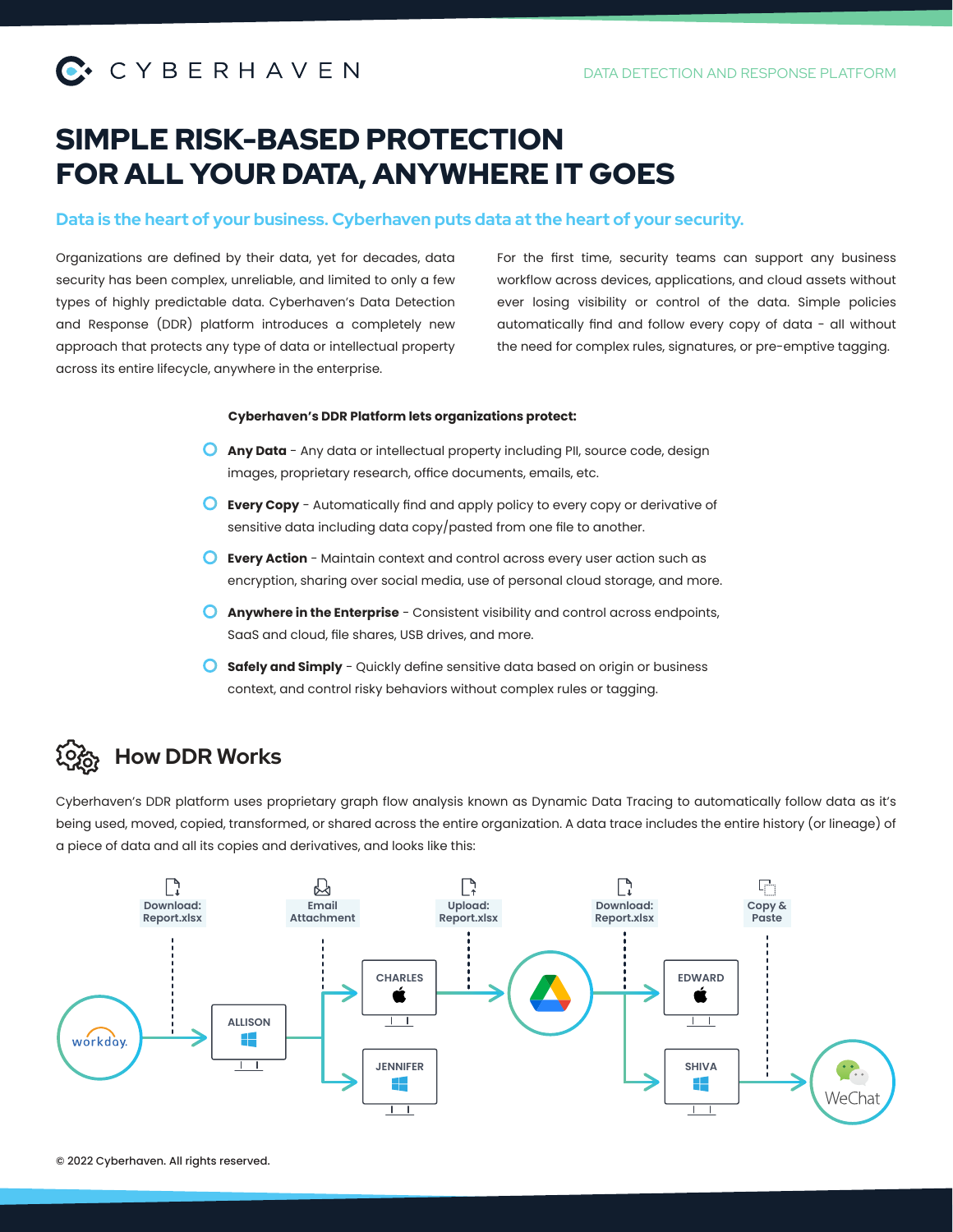CYBERHAVEN

DATA DETECTION AND RESPONSE PLATFORM

# SIMPLE RISK-BASED PROTECTION FOR ALL YOUR DATA, ANYWHERE IT GOES

**Data is the heart of your business. Cyberhaven puts data at the heart of your security.**

Organizations are defined by their data, yet for decades, data security has been complex, unreliable, and limited to only a few types of highly predictable data. Cyberhaven's Data Detection and Response (DDR) platform introduces a completely new approach that protects any type of data or intellectual property across its entire lifecycle, anywhere in the enterprise.

For the first time, security teams can support any business workflow across devices, applications, and cloud assets without ever losing visibility or control of the data. Simple policies automatically find and follow every copy of data - all without the need for complex rules, signatures, or pre-emptive tagging.

**Cyberhaven's DDR Platform lets organizations protect:**

- **Any Data** - Any data or intellectual property including PII, source code, design images, proprietary research, office documents, emails, etc.
- **Every Copy** - Automatically find and apply policy to every copy or derivative of sensitive data including data copy/pasted from one file to another.
- **Every Action** - Maintain context and control across every user action such as encryption, sharing over social media, use of personal cloud storage, and more.
- **Anywhere in the Enterprise** - Consistent visibility and control across endpoints, SaaS and cloud, file shares, USB drives, and more.
- **Safely and Simply** - Quickly define sensitive data based on origin or business context, and control risky behaviors without complex rules or tagging.

## How DDR Works

Cyberhaven's DDR platform uses proprietary graph flow analysis known as Dynamic Data Tracing to automatically follow data as it's being used, moved, copied, transformed, or shared across the entire organization. A data trace includes the entire history (or lineage) of a piece of data and all its copies and derivatives, and looks like this:

Download: Report.xlsx | Email Attachment | Upload: Report.xlsx | Download: Report.xlsx | Copy & Paste

workday. → ALLISON → CHARLES / JENNIFER → Google Drive → EDWARD / SHIVA → WeChat

© 2022 Cyberhaven. All rights reserved.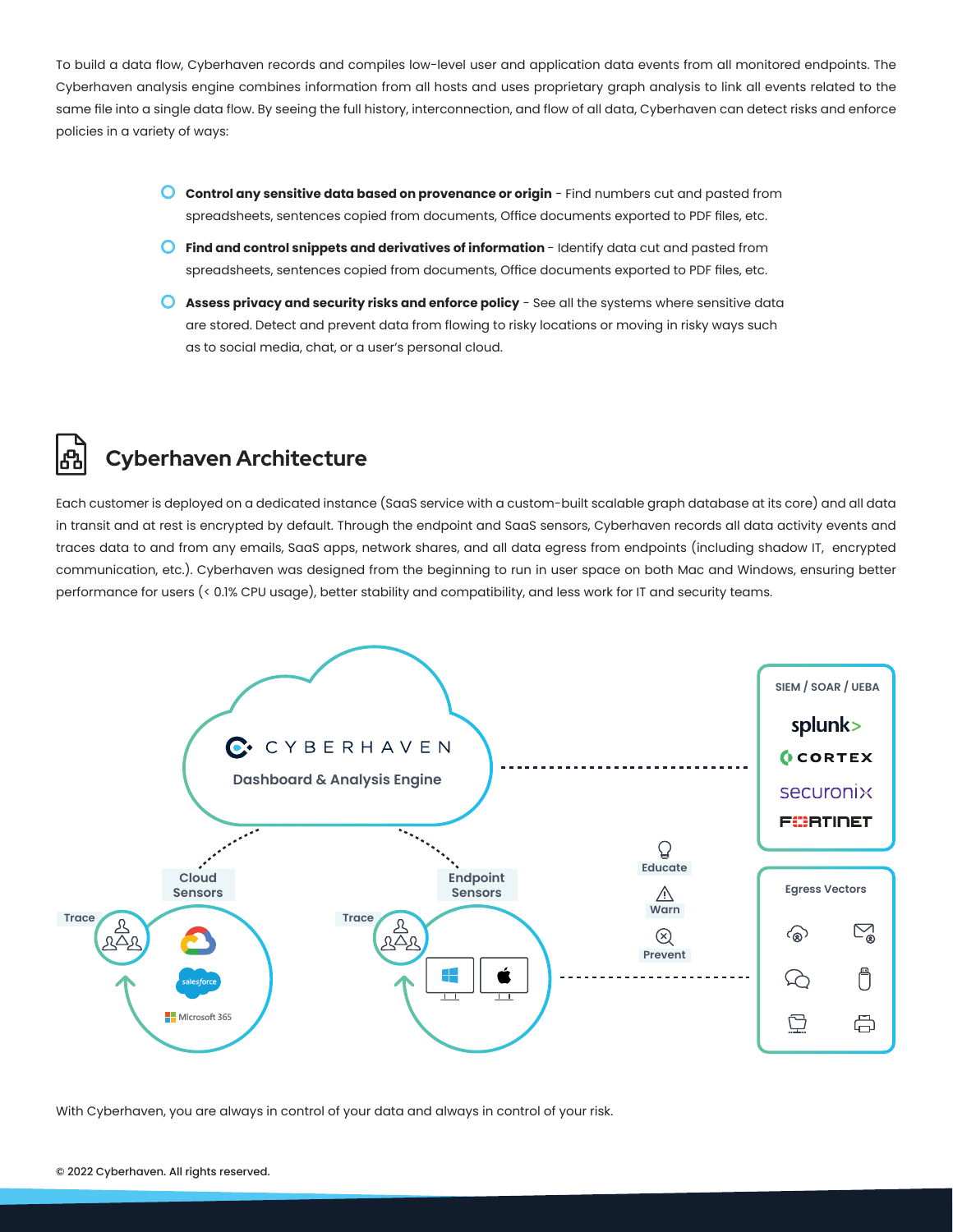To build a data flow, Cyberhaven records and compiles low-level user and application data events from all monitored endpoints. The Cyberhaven analysis engine combines information from all hosts and uses proprietary graph analysis to link all events related to the same file into a single data flow. By seeing the full history, interconnection, and flow of all data, Cyberhaven can detect risks and enforce policies in a variety of ways:

- **Control any sensitive data based on provenance or origin** - Find numbers cut and pasted from spreadsheets, sentences copied from documents, Office documents exported to PDF files, etc.
- **Find and control snippets and derivatives of information** - Identify data cut and pasted from spreadsheets, sentences copied from documents, Office documents exported to PDF files, etc.
- **Assess privacy and security risks and enforce policy** - See all the systems where sensitive data are stored. Detect and prevent data from flowing to risky locations or moving in risky ways such as to social media, chat, or a user's personal cloud.

## Cyberhaven Architecture

Each customer is deployed on a dedicated instance (SaaS service with a custom-built scalable graph database at its core) and all data in transit and at rest is encrypted by default. Through the endpoint and SaaS sensors, Cyberhaven records all data activity events and traces data to and from any emails, SaaS apps, network shares, and all data egress from endpoints (including shadow IT, encrypted communication, etc.). Cyberhaven was designed from the beginning to run in user space on both Mac and Windows, ensuring better performance for users (< 0.1% CPU usage), better stability and compatibility, and less work for IT and security teams.

CYBERHAVEN
Dashboard & Analysis Engine

Cloud Sensors
Trace
salesforce
Microsoft 365

Endpoint Sensors
Trace

Educate
Warn
Prevent

SIEM / SOAR / UEBA
splunk>
CORTEX
securonix
FORTINET

Egress Vectors

With Cyberhaven, you are always in control of your data and always in control of your risk.

© 2022 Cyberhaven. All rights reserved.